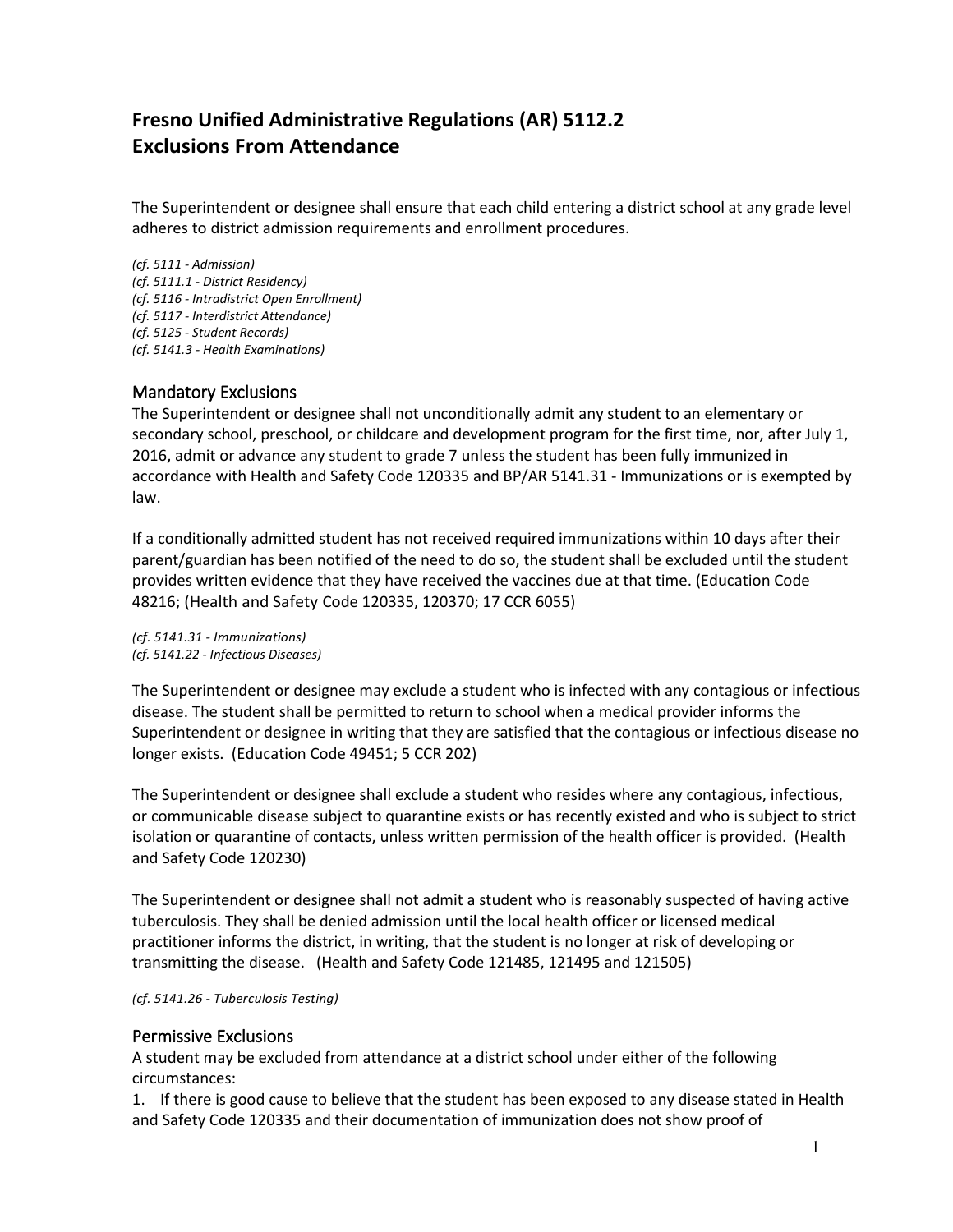# Fresno Unified Administrative Regulations (AR) 5112.2
# Exclusions From Attendance

The Superintendent or designee shall ensure that each child entering a district school at any grade level adheres to district admission requirements and enrollment procedures.

*(cf. 5111 - Admission)*
*(cf. 5111.1 - District Residency)*
*(cf. 5116 - Intradistrict Open Enrollment)*
*(cf. 5117 - Interdistrict Attendance)*
*(cf. 5125 - Student Records)*
*(cf. 5141.3 - Health Examinations)*

## Mandatory Exclusions

The Superintendent or designee shall not unconditionally admit any student to an elementary or secondary school, preschool, or childcare and development program for the first time, nor, after July 1, 2016, admit or advance any student to grade 7 unless the student has been fully immunized in accordance with Health and Safety Code 120335 and BP/AR 5141.31 - Immunizations or is exempted by law.

If a conditionally admitted student has not received required immunizations within 10 days after their parent/guardian has been notified of the need to do so, the student shall be excluded until the student provides written evidence that they have received the vaccines due at that time. (Education Code 48216; (Health and Safety Code 120335, 120370; 17 CCR 6055)

*(cf. 5141.31 - Immunizations)*
*(cf. 5141.22 - Infectious Diseases)*

The Superintendent or designee may exclude a student who is infected with any contagious or infectious disease. The student shall be permitted to return to school when a medical provider informs the Superintendent or designee in writing that they are satisfied that the contagious or infectious disease no longer exists. (Education Code 49451; 5 CCR 202)

The Superintendent or designee shall exclude a student who resides where any contagious, infectious, or communicable disease subject to quarantine exists or has recently existed and who is subject to strict isolation or quarantine of contacts, unless written permission of the health officer is provided. (Health and Safety Code 120230)

The Superintendent or designee shall not admit a student who is reasonably suspected of having active tuberculosis. They shall be denied admission until the local health officer or licensed medical practitioner informs the district, in writing, that the student is no longer at risk of developing or transmitting the disease. (Health and Safety Code 121485, 121495 and 121505)

*(cf. 5141.26 - Tuberculosis Testing)*

## Permissive Exclusions

A student may be excluded from attendance at a district school under either of the following circumstances:

1. If there is good cause to believe that the student has been exposed to any disease stated in Health and Safety Code 120335 and their documentation of immunization does not show proof of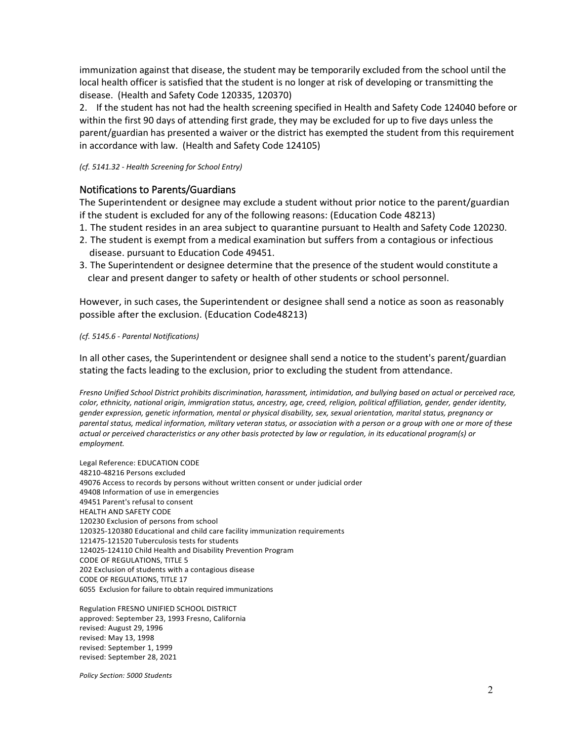immunization against that disease, the student may be temporarily excluded from the school until the local health officer is satisfied that the student is no longer at risk of developing or transmitting the disease. (Health and Safety Code 120335, 120370)

2. If the student has not had the health screening specified in Health and Safety Code 124040 before or within the first 90 days of attending first grade, they may be excluded for up to five days unless the parent/guardian has presented a waiver or the district has exempted the student from this requirement in accordance with law. (Health and Safety Code 124105)

*(cf. 5141.32 - Health Screening for School Entry)*

## Notifications to Parents/Guardians

The Superintendent or designee may exclude a student without prior notice to the parent/guardian if the student is excluded for any of the following reasons: (Education Code 48213)

1. The student resides in an area subject to quarantine pursuant to Health and Safety Code 120230.
2. The student is exempt from a medical examination but suffers from a contagious or infectious disease. pursuant to Education Code 49451.
3. The Superintendent or designee determine that the presence of the student would constitute a clear and present danger to safety or health of other students or school personnel.

However, in such cases, the Superintendent or designee shall send a notice as soon as reasonably possible after the exclusion. (Education Code48213)

*(cf. 5145.6 - Parental Notifications)*

In all other cases, the Superintendent or designee shall send a notice to the student's parent/guardian stating the facts leading to the exclusion, prior to excluding the student from attendance.

*Fresno Unified School District prohibits discrimination, harassment, intimidation, and bullying based on actual or perceived race, color, ethnicity, national origin, immigration status, ancestry, age, creed, religion, political affiliation, gender, gender identity, gender expression, genetic information, mental or physical disability, sex, sexual orientation, marital status, pregnancy or parental status, medical information, military veteran status, or association with a person or a group with one or more of these actual or perceived characteristics or any other basis protected by law or regulation, in its educational program(s) or employment.*

Legal Reference: EDUCATION CODE
48210-48216 Persons excluded
49076 Access to records by persons without written consent or under judicial order
49408 Information of use in emergencies
49451 Parent's refusal to consent
HEALTH AND SAFETY CODE
120230 Exclusion of persons from school
120325-120380 Educational and child care facility immunization requirements
121475-121520 Tuberculosis tests for students
124025-124110 Child Health and Disability Prevention Program
CODE OF REGULATIONS, TITLE 5
202 Exclusion of students with a contagious disease
CODE OF REGULATIONS, TITLE 17
6055 Exclusion for failure to obtain required immunizations

Regulation FRESNO UNIFIED SCHOOL DISTRICT
approved: September 23, 1993 Fresno, California
revised: August 29, 1996
revised: May 13, 1998
revised: September 1, 1999
revised: September 28, 2021

*Policy Section: 5000 Students*